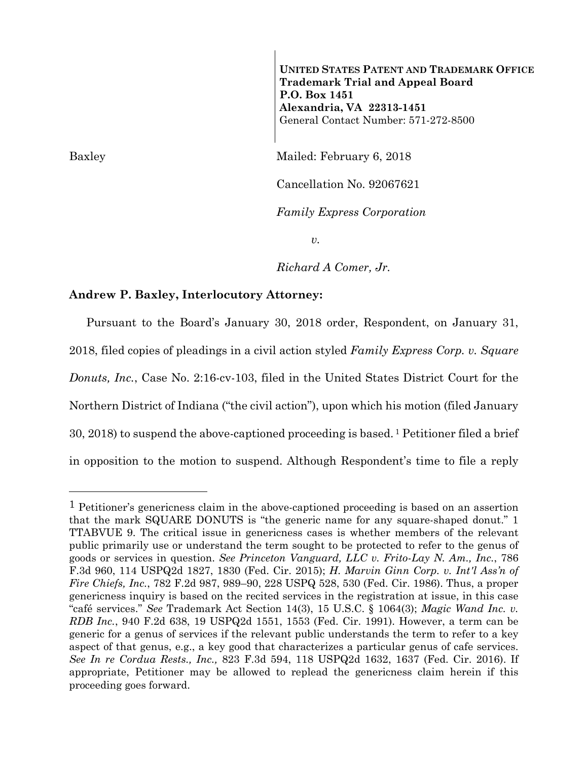**UNITED STATES PATENT AND TRADEMARK OFFICE**
**Trademark Trial and Appeal Board**
**P.O. Box 1451**
**Alexandria, VA 22313-1451**
General Contact Number: 571-272-8500

Baxley

Mailed: February 6, 2018

Cancellation No. 92067621

*Family Express Corporation*

*v.*

*Richard A Comer, Jr.*

**Andrew P. Baxley, Interlocutory Attorney:**

Pursuant to the Board's January 30, 2018 order, Respondent, on January 31, 2018, filed copies of pleadings in a civil action styled *Family Express Corp. v. Square Donuts, Inc.*, Case No. 2:16-cv-103, filed in the United States District Court for the Northern District of Indiana ("the civil action"), upon which his motion (filed January 30, 2018) to suspend the above-captioned proceeding is based.[1] Petitioner filed a brief in opposition to the motion to suspend. Although Respondent's time to file a reply

---

[1] Petitioner's genericness claim in the above-captioned proceeding is based on an assertion that the mark SQUARE DONUTS is "the generic name for any square-shaped donut." 1 TTABVUE 9. The critical issue in genericness cases is whether members of the relevant public primarily use or understand the term sought to be protected to refer to the genus of goods or services in question. *See Princeton Vanguard, LLC v. Frito-Lay N. Am., Inc.*, 786 F.3d 960, 114 USPQ2d 1827, 1830 (Fed. Cir. 2015); *H. Marvin Ginn Corp. v. Int'l Ass'n of Fire Chiefs, Inc.*, 782 F.2d 987, 989–90, 228 USPQ 528, 530 (Fed. Cir. 1986). Thus, a proper genericness inquiry is based on the recited services in the registration at issue, in this case "café services." *See* Trademark Act Section 14(3), 15 U.S.C. § 1064(3); *Magic Wand Inc. v. RDB Inc.*, 940 F.2d 638, 19 USPQ2d 1551, 1553 (Fed. Cir. 1991). However, a term can be generic for a genus of services if the relevant public understands the term to refer to a key aspect of that genus, e.g., a key good that characterizes a particular genus of cafe services. *See In re Cordua Rests., Inc.,* 823 F.3d 594, 118 USPQ2d 1632, 1637 (Fed. Cir. 2016). If appropriate, Petitioner may be allowed to replead the genericness claim herein if this proceeding goes forward.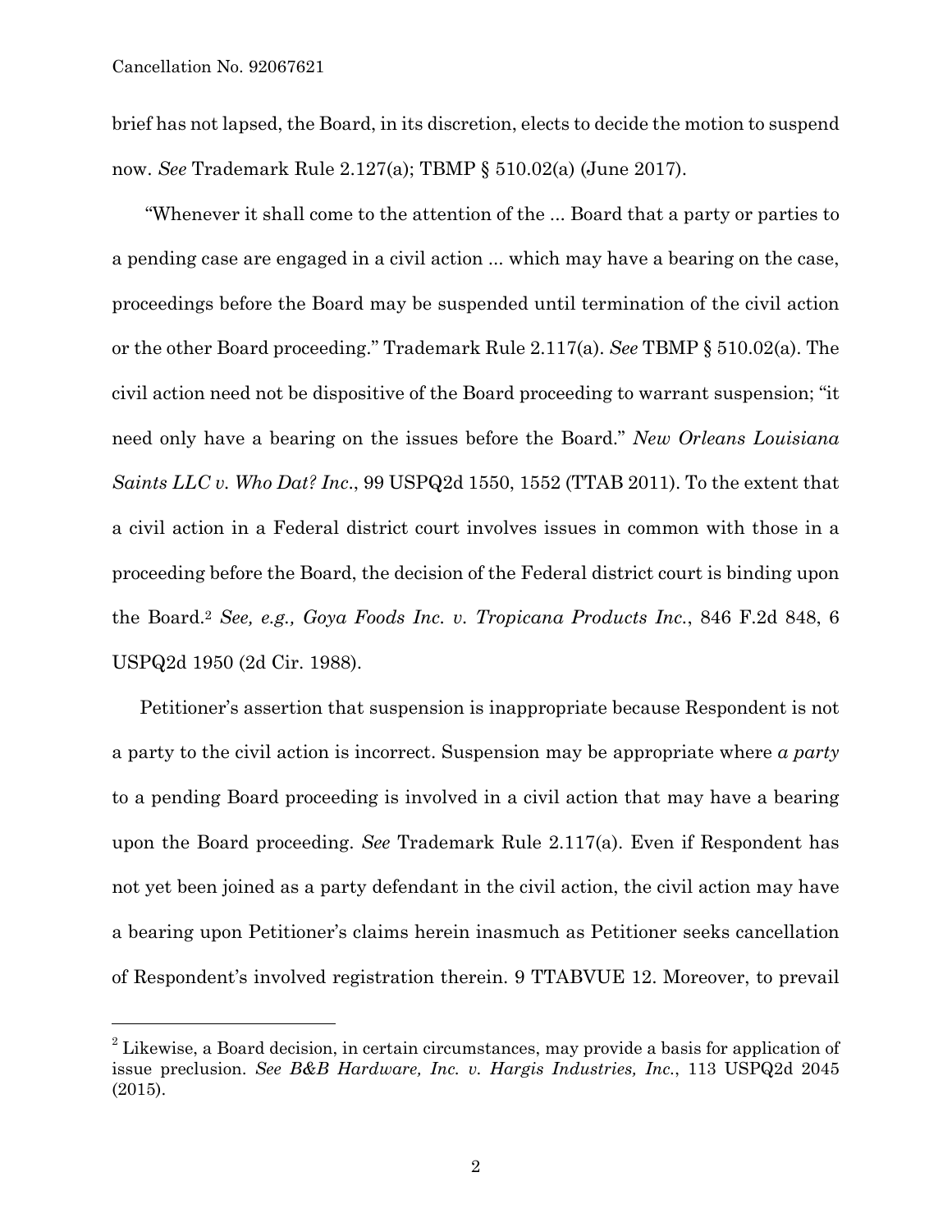brief has not lapsed, the Board, in its discretion, elects to decide the motion to suspend now. *See* Trademark Rule 2.127(a); TBMP § 510.02(a) (June 2017).

"Whenever it shall come to the attention of the ... Board that a party or parties to a pending case are engaged in a civil action ... which may have a bearing on the case, proceedings before the Board may be suspended until termination of the civil action or the other Board proceeding." Trademark Rule 2.117(a). *See* TBMP § 510.02(a). The civil action need not be dispositive of the Board proceeding to warrant suspension; "it need only have a bearing on the issues before the Board." *New Orleans Louisiana Saints LLC v. Who Dat? Inc.*, 99 USPQ2d 1550, 1552 (TTAB 2011). To the extent that a civil action in a Federal district court involves issues in common with those in a proceeding before the Board, the decision of the Federal district court is binding upon the Board.[2] *See, e.g., Goya Foods Inc. v. Tropicana Products Inc.*, 846 F.2d 848, 6 USPQ2d 1950 (2d Cir. 1988).

Petitioner's assertion that suspension is inappropriate because Respondent is not a party to the civil action is incorrect. Suspension may be appropriate where *a party* to a pending Board proceeding is involved in a civil action that may have a bearing upon the Board proceeding. *See* Trademark Rule 2.117(a). Even if Respondent has not yet been joined as a party defendant in the civil action, the civil action may have a bearing upon Petitioner's claims herein inasmuch as Petitioner seeks cancellation of Respondent's involved registration therein. 9 TTABVUE 12. Moreover, to prevail

[2] Likewise, a Board decision, in certain circumstances, may provide a basis for application of issue preclusion. *See B&B Hardware, Inc. v. Hargis Industries, Inc.*, 113 USPQ2d 2045 (2015).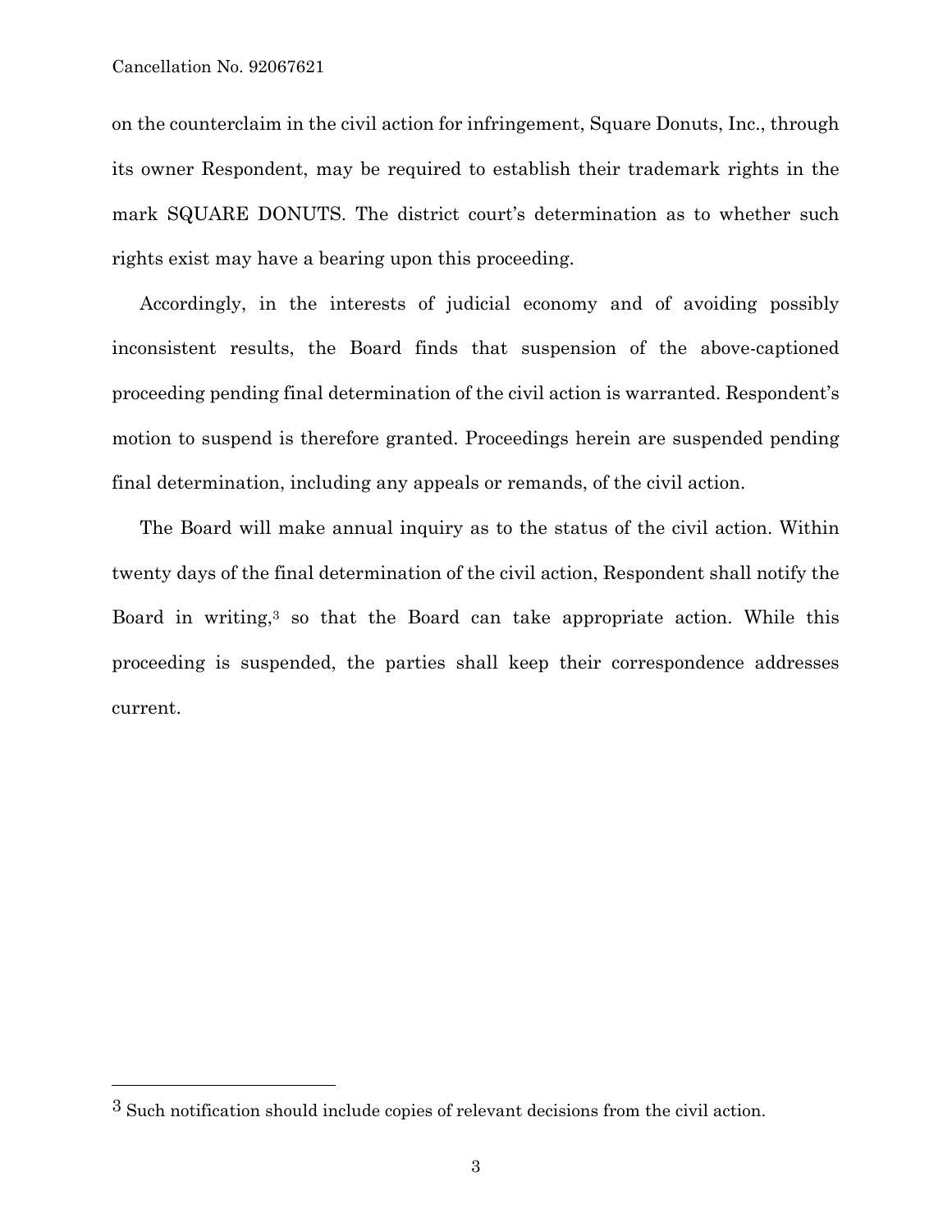on the counterclaim in the civil action for infringement, Square Donuts, Inc., through its owner Respondent, may be required to establish their trademark rights in the mark SQUARE DONUTS. The district court's determination as to whether such rights exist may have a bearing upon this proceeding.

Accordingly, in the interests of judicial economy and of avoiding possibly inconsistent results, the Board finds that suspension of the above-captioned proceeding pending final determination of the civil action is warranted. Respondent's motion to suspend is therefore granted. Proceedings herein are suspended pending final determination, including any appeals or remands, of the civil action.

The Board will make annual inquiry as to the status of the civil action. Within twenty days of the final determination of the civil action, Respondent shall notify the Board in writing,[3] so that the Board can take appropriate action. While this proceeding is suspended, the parties shall keep their correspondence addresses current.

---

[3] Such notification should include copies of relevant decisions from the civil action.